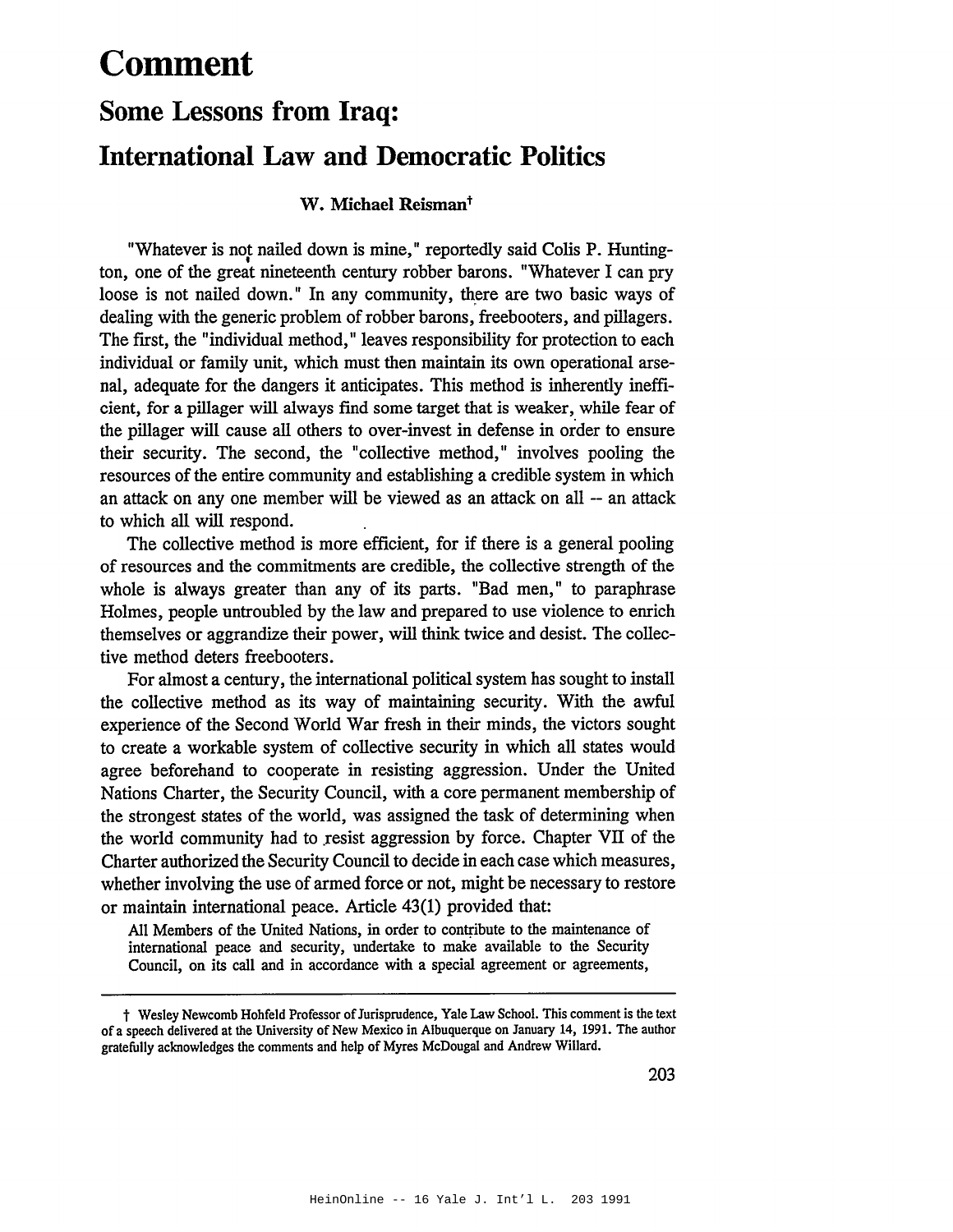# Comment

## Some Lessons from Iraq: International Law and Democratic Politics

**W. Michael Reisman**†

"Whatever is not nailed down is mine," reportedly said Colis P. Huntington, one of the great nineteenth century robber barons. "Whatever I can pry loose is not nailed down." In any community, there are two basic ways of dealing with the generic problem of robber barons, freebooters, and pillagers. The first, the "individual method," leaves responsibility for protection to each individual or family unit, which must then maintain its own operational arsenal, adequate for the dangers it anticipates. This method is inherently inefficient, for a pillager will always find some target that is weaker, while fear of the pillager will cause all others to over-invest in defense in order to ensure their security. The second, the "collective method," involves pooling the resources of the entire community and establishing a credible system in which an attack on any one member will be viewed as an attack on all -- an attack to which all will respond.

The collective method is more efficient, for if there is a general pooling of resources and the commitments are credible, the collective strength of the whole is always greater than any of its parts. "Bad men," to paraphrase Holmes, people untroubled by the law and prepared to use violence to enrich themselves or aggrandize their power, will think twice and desist. The collective method deters freebooters.

For almost a century, the international political system has sought to install the collective method as its way of maintaining security. With the awful experience of the Second World War fresh in their minds, the victors sought to create a workable system of collective security in which all states would agree beforehand to cooperate in resisting aggression. Under the United Nations Charter, the Security Council, with a core permanent membership of the strongest states of the world, was assigned the task of determining when the world community had to resist aggression by force. Chapter VII of the Charter authorized the Security Council to decide in each case which measures, whether involving the use of armed force or not, might be necessary to restore or maintain international peace. Article 43(1) provided that:

> All Members of the United Nations, in order to contribute to the maintenance of international peace and security, undertake to make available to the Security Council, on its call and in accordance with a special agreement or agreements,

---

† Wesley Newcomb Hohfeld Professor of Jurisprudence, Yale Law School. This comment is the text of a speech delivered at the University of New Mexico in Albuquerque on January 14, 1991. The author gratefully acknowledges the comments and help of Myres McDougal and Andrew Willard.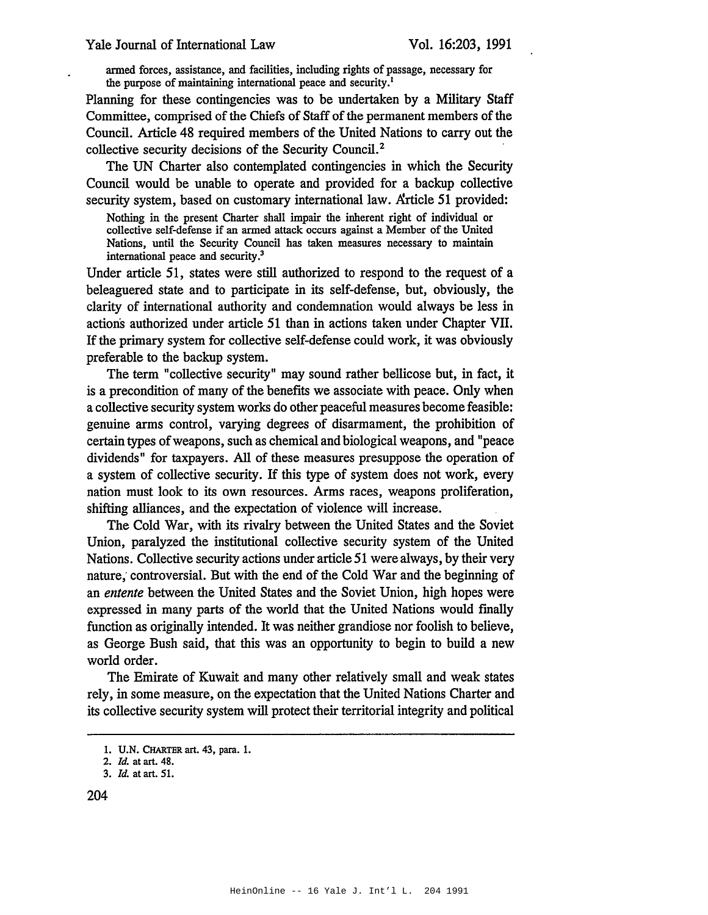armed forces, assistance, and facilities, including rights of passage, necessary for the purpose of maintaining international peace and security.[1]

Planning for these contingencies was to be undertaken by a Military Staff Committee, comprised of the Chiefs of Staff of the permanent members of the Council. Article 48 required members of the United Nations to carry out the collective security decisions of the Security Council.[2]

The UN Charter also contemplated contingencies in which the Security Council would be unable to operate and provided for a backup collective security system, based on customary international law. Article 51 provided:

> Nothing in the present Charter shall impair the inherent right of individual or collective self-defense if an armed attack occurs against a Member of the United Nations, until the Security Council has taken measures necessary to maintain international peace and security.[3]

Under article 51, states were still authorized to respond to the request of a beleaguered state and to participate in its self-defense, but, obviously, the clarity of international authority and condemnation would always be less in actions authorized under article 51 than in actions taken under Chapter VII. If the primary system for collective self-defense could work, it was obviously preferable to the backup system.

The term "collective security" may sound rather bellicose but, in fact, it is a precondition of many of the benefits we associate with peace. Only when a collective security system works do other peaceful measures become feasible: genuine arms control, varying degrees of disarmament, the prohibition of certain types of weapons, such as chemical and biological weapons, and "peace dividends" for taxpayers. All of these measures presuppose the operation of a system of collective security. If this type of system does not work, every nation must look to its own resources. Arms races, weapons proliferation, shifting alliances, and the expectation of violence will increase.

The Cold War, with its rivalry between the United States and the Soviet Union, paralyzed the institutional collective security system of the United Nations. Collective security actions under article 51 were always, by their very nature, controversial. But with the end of the Cold War and the beginning of an *entente* between the United States and the Soviet Union, high hopes were expressed in many parts of the world that the United Nations would finally function as originally intended. It was neither grandiose nor foolish to believe, as George Bush said, that this was an opportunity to begin to build a new world order.

The Emirate of Kuwait and many other relatively small and weak states rely, in some measure, on the expectation that the United Nations Charter and its collective security system will protect their territorial integrity and political

---

1. U.N. CHARTER art. 43, para. 1.
2. *Id.* at art. 48.
3. *Id.* at art. 51.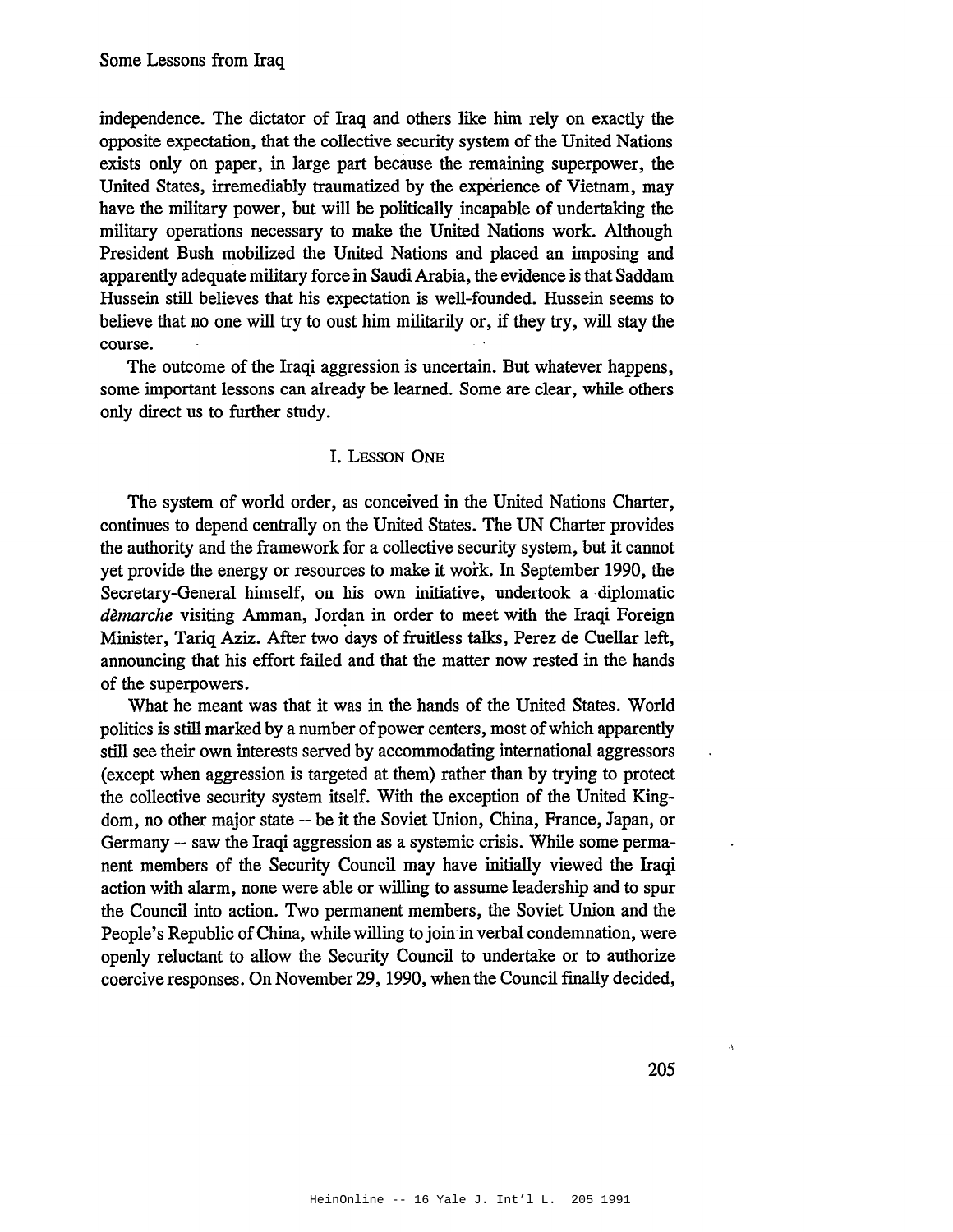independence. The dictator of Iraq and others like him rely on exactly the opposite expectation, that the collective security system of the United Nations exists only on paper, in large part because the remaining superpower, the United States, irremediably traumatized by the experience of Vietnam, may have the military power, but will be politically incapable of undertaking the military operations necessary to make the United Nations work. Although President Bush mobilized the United Nations and placed an imposing and apparently adequate military force in Saudi Arabia, the evidence is that Saddam Hussein still believes that his expectation is well-founded. Hussein seems to believe that no one will try to oust him militarily or, if they try, will stay the course.

The outcome of the Iraqi aggression is uncertain. But whatever happens, some important lessons can already be learned. Some are clear, while others only direct us to further study.

## I. Lesson One

The system of world order, as conceived in the United Nations Charter, continues to depend centrally on the United States. The UN Charter provides the authority and the framework for a collective security system, but it cannot yet provide the energy or resources to make it work. In September 1990, the Secretary-General himself, on his own initiative, undertook a diplomatic *dèmarche* visiting Amman, Jordan in order to meet with the Iraqi Foreign Minister, Tariq Aziz. After two days of fruitless talks, Perez de Cuellar left, announcing that his effort failed and that the matter now rested in the hands of the superpowers.

What he meant was that it was in the hands of the United States. World politics is still marked by a number of power centers, most of which apparently still see their own interests served by accommodating international aggressors (except when aggression is targeted at them) rather than by trying to protect the collective security system itself. With the exception of the United Kingdom, no other major state -- be it the Soviet Union, China, France, Japan, or Germany -- saw the Iraqi aggression as a systemic crisis. While some permanent members of the Security Council may have initially viewed the Iraqi action with alarm, none were able or willing to assume leadership and to spur the Council into action. Two permanent members, the Soviet Union and the People's Republic of China, while willing to join in verbal condemnation, were openly reluctant to allow the Security Council to undertake or to authorize coercive responses. On November 29, 1990, when the Council finally decided,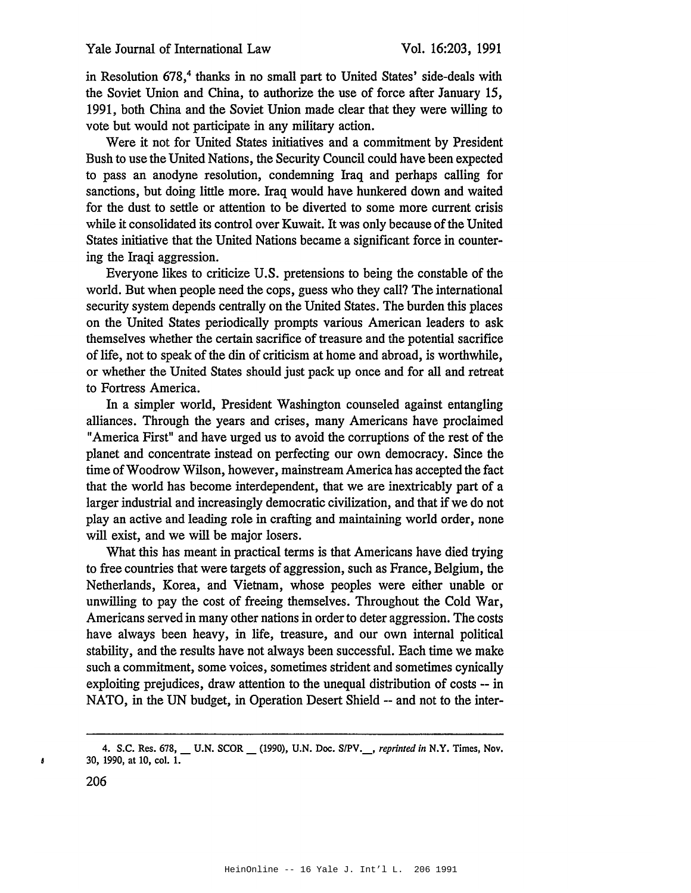in Resolution 678,[4] thanks in no small part to United States' side-deals with the Soviet Union and China, to authorize the use of force after January 15, 1991, both China and the Soviet Union made clear that they were willing to vote but would not participate in any military action.

Were it not for United States initiatives and a commitment by President Bush to use the United Nations, the Security Council could have been expected to pass an anodyne resolution, condemning Iraq and perhaps calling for sanctions, but doing little more. Iraq would have hunkered down and waited for the dust to settle or attention to be diverted to some more current crisis while it consolidated its control over Kuwait. It was only because of the United States initiative that the United Nations became a significant force in countering the Iraqi aggression.

Everyone likes to criticize U.S. pretensions to being the constable of the world. But when people need the cops, guess who they call? The international security system depends centrally on the United States. The burden this places on the United States periodically prompts various American leaders to ask themselves whether the certain sacrifice of treasure and the potential sacrifice of life, not to speak of the din of criticism at home and abroad, is worthwhile, or whether the United States should just pack up once and for all and retreat to Fortress America.

In a simpler world, President Washington counseled against entangling alliances. Through the years and crises, many Americans have proclaimed "America First" and have urged us to avoid the corruptions of the rest of the planet and concentrate instead on perfecting our own democracy. Since the time of Woodrow Wilson, however, mainstream America has accepted the fact that the world has become interdependent, that we are inextricably part of a larger industrial and increasingly democratic civilization, and that if we do not play an active and leading role in crafting and maintaining world order, none will exist, and we will be major losers.

What this has meant in practical terms is that Americans have died trying to free countries that were targets of aggression, such as France, Belgium, the Netherlands, Korea, and Vietnam, whose peoples were either unable or unwilling to pay the cost of freeing themselves. Throughout the Cold War, Americans served in many other nations in order to deter aggression. The costs have always been heavy, in life, treasure, and our own internal political stability, and the results have not always been successful. Each time we make such a commitment, some voices, sometimes strident and sometimes cynically exploiting prejudices, draw attention to the unequal distribution of costs -- in NATO, in the UN budget, in Operation Desert Shield -- and not to the inter-

---

4. S.C. Res. 678, __ U.N. SCOR __ (1990), U.N. Doc. S/PV.__, *reprinted in* N.Y. Times, Nov. 30, 1990, at 10, col. 1.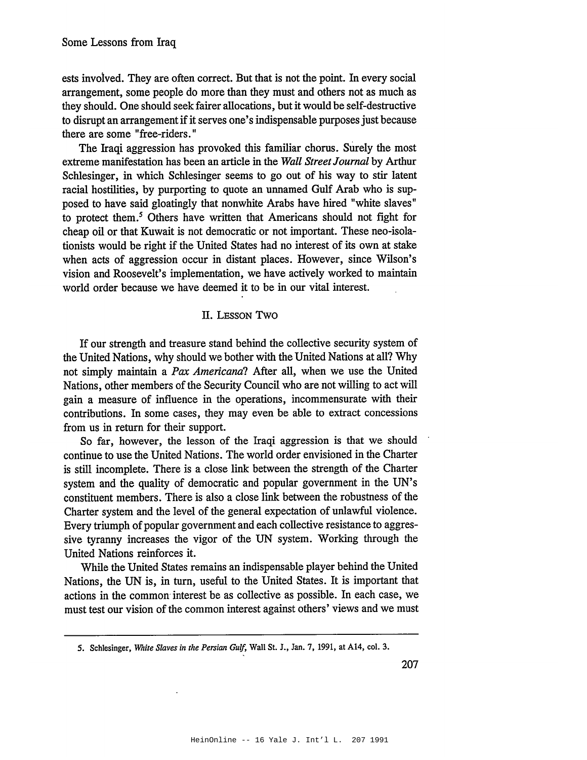ests involved. They are often correct. But that is not the point. In every social arrangement, some people do more than they must and others not as much as they should. One should seek fairer allocations, but it would be self-destructive to disrupt an arrangement if it serves one's indispensable purposes just because there are some "free-riders."

The Iraqi aggression has provoked this familiar chorus. Surely the most extreme manifestation has been an article in the *Wall Street Journal* by Arthur Schlesinger, in which Schlesinger seems to go out of his way to stir latent racial hostilities, by purporting to quote an unnamed Gulf Arab who is supposed to have said gloatingly that nonwhite Arabs have hired "white slaves" to protect them.[5] Others have written that Americans should not fight for cheap oil or that Kuwait is not democratic or not important. These neo-isolationists would be right if the United States had no interest of its own at stake when acts of aggression occur in distant places. However, since Wilson's vision and Roosevelt's implementation, we have actively worked to maintain world order because we have deemed it to be in our vital interest.

## II. Lesson Two

If our strength and treasure stand behind the collective security system of the United Nations, why should we bother with the United Nations at all? Why not simply maintain a *Pax Americana*? After all, when we use the United Nations, other members of the Security Council who are not willing to act will gain a measure of influence in the operations, incommensurate with their contributions. In some cases, they may even be able to extract concessions from us in return for their support.

So far, however, the lesson of the Iraqi aggression is that we should continue to use the United Nations. The world order envisioned in the Charter is still incomplete. There is a close link between the strength of the Charter system and the quality of democratic and popular government in the UN's constituent members. There is also a close link between the robustness of the Charter system and the level of the general expectation of unlawful violence. Every triumph of popular government and each collective resistance to aggressive tyranny increases the vigor of the UN system. Working through the United Nations reinforces it.

While the United States remains an indispensable player behind the United Nations, the UN is, in turn, useful to the United States. It is important that actions in the common interest be as collective as possible. In each case, we must test our vision of the common interest against others' views and we must

---

5. Schlesinger, *White Slaves in the Persian Gulf*, Wall St. J., Jan. 7, 1991, at A14, col. 3.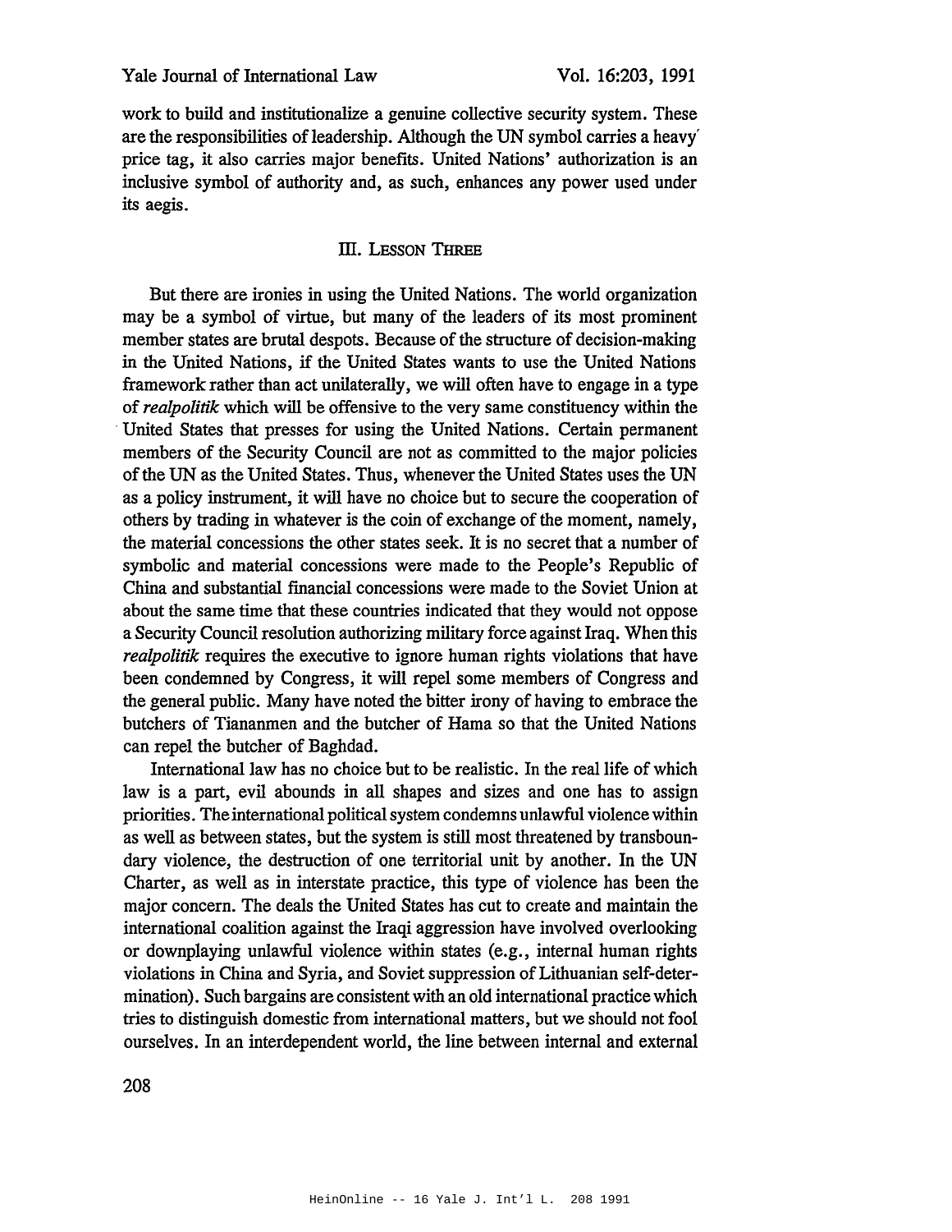work to build and institutionalize a genuine collective security system. These are the responsibilities of leadership. Although the UN symbol carries a heavy price tag, it also carries major benefits. United Nations' authorization is an inclusive symbol of authority and, as such, enhances any power used under its aegis.

## III. Lesson Three

But there are ironies in using the United Nations. The world organization may be a symbol of virtue, but many of the leaders of its most prominent member states are brutal despots. Because of the structure of decision-making in the United Nations, if the United States wants to use the United Nations framework rather than act unilaterally, we will often have to engage in a type of *realpolitik* which will be offensive to the very same constituency within the United States that presses for using the United Nations. Certain permanent members of the Security Council are not as committed to the major policies of the UN as the United States. Thus, whenever the United States uses the UN as a policy instrument, it will have no choice but to secure the cooperation of others by trading in whatever is the coin of exchange of the moment, namely, the material concessions the other states seek. It is no secret that a number of symbolic and material concessions were made to the People's Republic of China and substantial financial concessions were made to the Soviet Union at about the same time that these countries indicated that they would not oppose a Security Council resolution authorizing military force against Iraq. When this *realpolitik* requires the executive to ignore human rights violations that have been condemned by Congress, it will repel some members of Congress and the general public. Many have noted the bitter irony of having to embrace the butchers of Tiananmen and the butcher of Hama so that the United Nations can repel the butcher of Baghdad.

International law has no choice but to be realistic. In the real life of which law is a part, evil abounds in all shapes and sizes and one has to assign priorities. The international political system condemns unlawful violence within as well as between states, but the system is still most threatened by transboundary violence, the destruction of one territorial unit by another. In the UN Charter, as well as in interstate practice, this type of violence has been the major concern. The deals the United States has cut to create and maintain the international coalition against the Iraqi aggression have involved overlooking or downplaying unlawful violence within states (e.g., internal human rights violations in China and Syria, and Soviet suppression of Lithuanian self-determination). Such bargains are consistent with an old international practice which tries to distinguish domestic from international matters, but we should not fool ourselves. In an interdependent world, the line between internal and external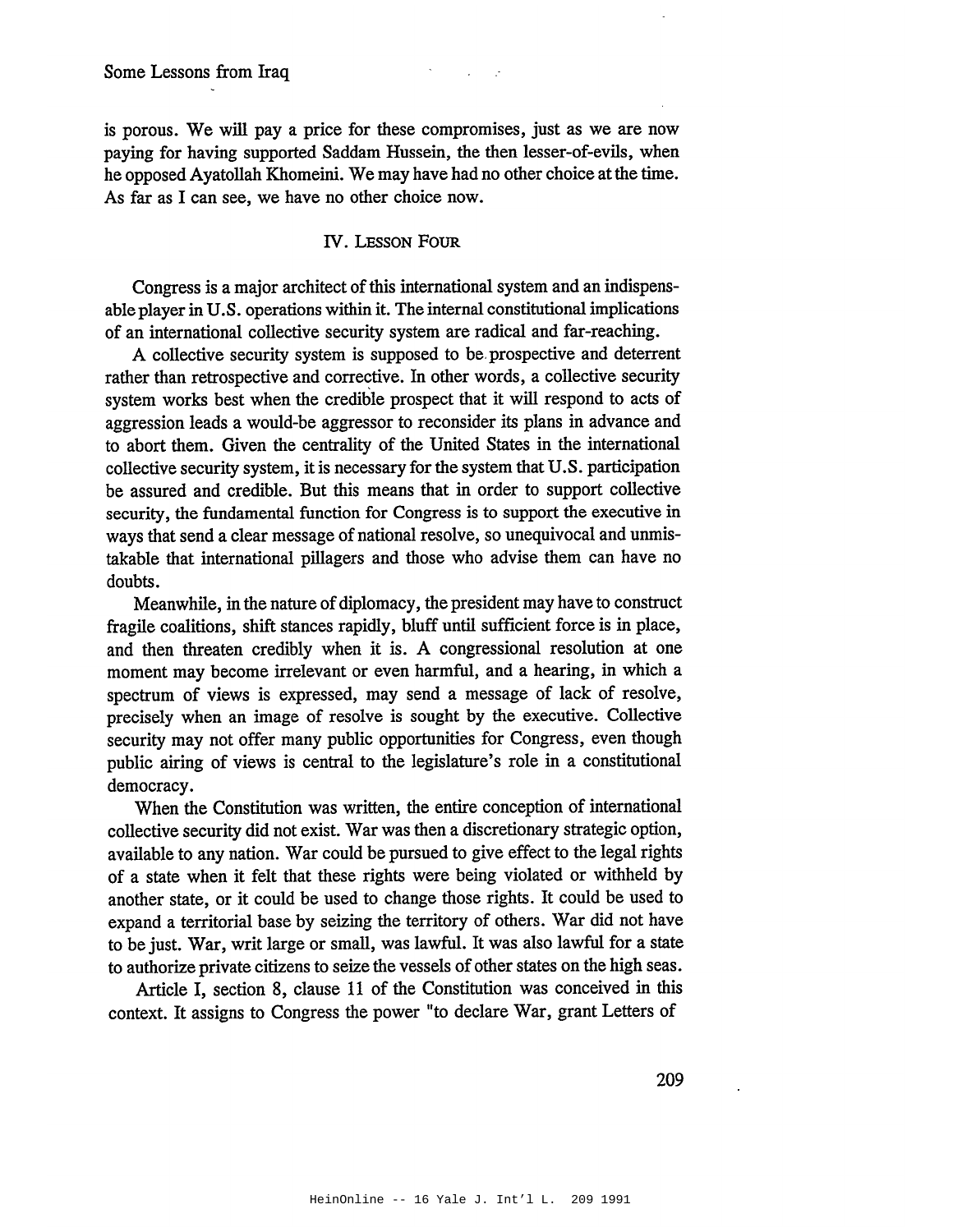is porous. We will pay a price for these compromises, just as we are now paying for having supported Saddam Hussein, the then lesser-of-evils, when he opposed Ayatollah Khomeini. We may have had no other choice at the time. As far as I can see, we have no other choice now.

## IV. LESSON FOUR

Congress is a major architect of this international system and an indispensable player in U.S. operations within it. The internal constitutional implications of an international collective security system are radical and far-reaching.

A collective security system is supposed to be prospective and deterrent rather than retrospective and corrective. In other words, a collective security system works best when the credible prospect that it will respond to acts of aggression leads a would-be aggressor to reconsider its plans in advance and to abort them. Given the centrality of the United States in the international collective security system, it is necessary for the system that U.S. participation be assured and credible. But this means that in order to support collective security, the fundamental function for Congress is to support the executive in ways that send a clear message of national resolve, so unequivocal and unmistakable that international pillagers and those who advise them can have no doubts.

Meanwhile, in the nature of diplomacy, the president may have to construct fragile coalitions, shift stances rapidly, bluff until sufficient force is in place, and then threaten credibly when it is. A congressional resolution at one moment may become irrelevant or even harmful, and a hearing, in which a spectrum of views is expressed, may send a message of lack of resolve, precisely when an image of resolve is sought by the executive. Collective security may not offer many public opportunities for Congress, even though public airing of views is central to the legislature's role in a constitutional democracy.

When the Constitution was written, the entire conception of international collective security did not exist. War was then a discretionary strategic option, available to any nation. War could be pursued to give effect to the legal rights of a state when it felt that these rights were being violated or withheld by another state, or it could be used to change those rights. It could be used to expand a territorial base by seizing the territory of others. War did not have to be just. War, writ large or small, was lawful. It was also lawful for a state to authorize private citizens to seize the vessels of other states on the high seas.

Article I, section 8, clause 11 of the Constitution was conceived in this context. It assigns to Congress the power "to declare War, grant Letters of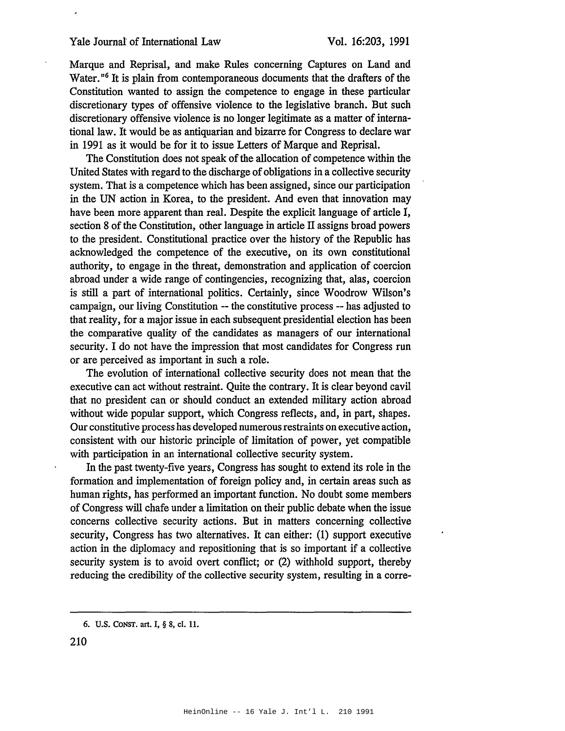Marque and Reprisal, and make Rules concerning Captures on Land and Water."[6] It is plain from contemporaneous documents that the drafters of the Constitution wanted to assign the competence to engage in these particular discretionary types of offensive violence to the legislative branch. But such discretionary offensive violence is no longer legitimate as a matter of international law. It would be as antiquarian and bizarre for Congress to declare war in 1991 as it would be for it to issue Letters of Marque and Reprisal.

The Constitution does not speak of the allocation of competence within the United States with regard to the discharge of obligations in a collective security system. That is a competence which has been assigned, since our participation in the UN action in Korea, to the president. And even that innovation may have been more apparent than real. Despite the explicit language of article I, section 8 of the Constitution, other language in article II assigns broad powers to the president. Constitutional practice over the history of the Republic has acknowledged the competence of the executive, on its own constitutional authority, to engage in the threat, demonstration and application of coercion abroad under a wide range of contingencies, recognizing that, alas, coercion is still a part of international politics. Certainly, since Woodrow Wilson's campaign, our living Constitution -- the constitutive process -- has adjusted to that reality, for a major issue in each subsequent presidential election has been the comparative quality of the candidates as managers of our international security. I do not have the impression that most candidates for Congress run or are perceived as important in such a role.

The evolution of international collective security does not mean that the executive can act without restraint. Quite the contrary. It is clear beyond cavil that no president can or should conduct an extended military action abroad without wide popular support, which Congress reflects, and, in part, shapes. Our constitutive process has developed numerous restraints on executive action, consistent with our historic principle of limitation of power, yet compatible with participation in an international collective security system.

In the past twenty-five years, Congress has sought to extend its role in the formation and implementation of foreign policy and, in certain areas such as human rights, has performed an important function. No doubt some members of Congress will chafe under a limitation on their public debate when the issue concerns collective security actions. But in matters concerning collective security, Congress has two alternatives. It can either: (1) support executive action in the diplomacy and repositioning that is so important if a collective security system is to avoid overt conflict; or (2) withhold support, thereby reducing the credibility of the collective security system, resulting in a corre-

6. U.S. CONST. art. I, § 8, cl. 11.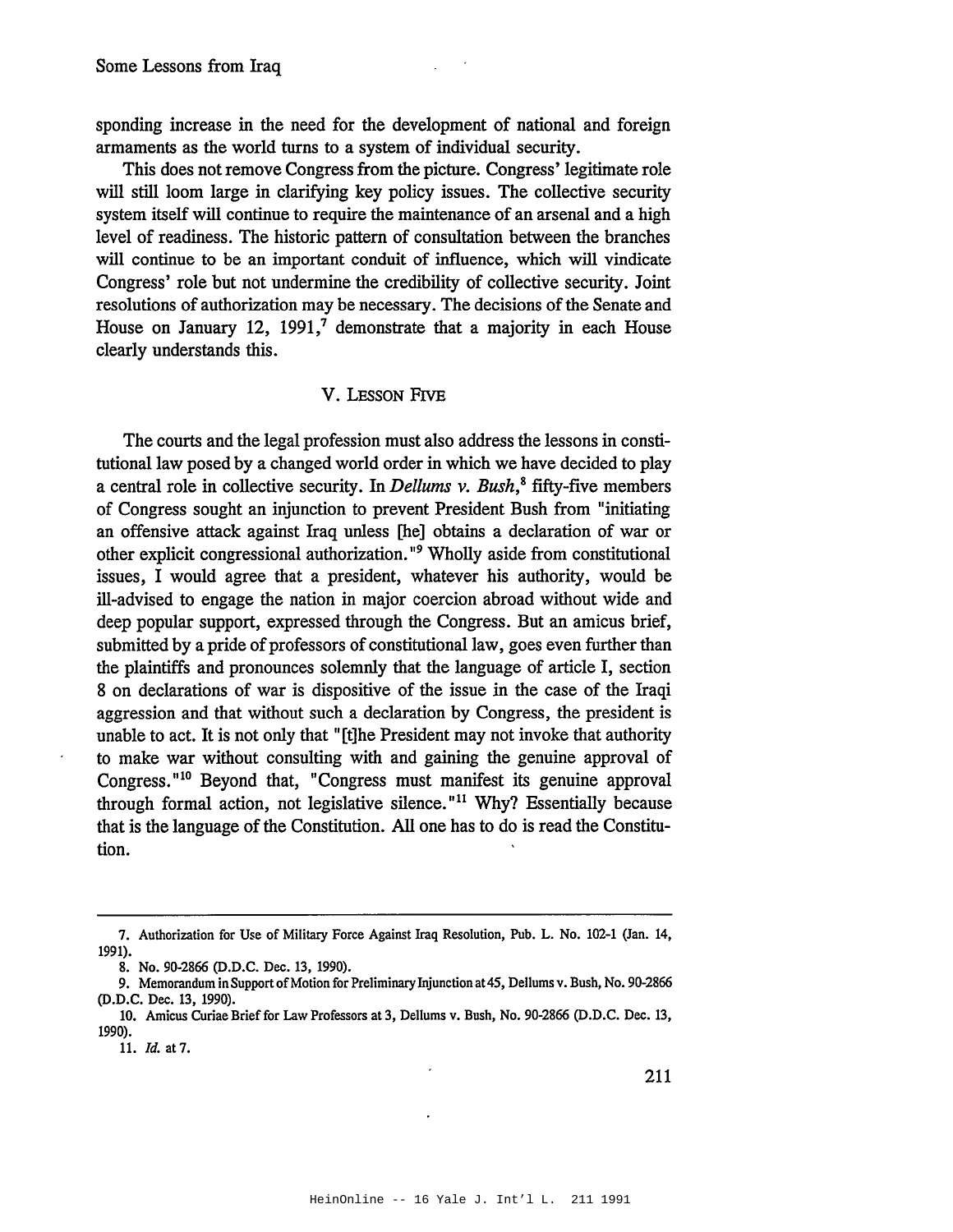sponding increase in the need for the development of national and foreign armaments as the world turns to a system of individual security.

This does not remove Congress from the picture. Congress' legitimate role will still loom large in clarifying key policy issues. The collective security system itself will continue to require the maintenance of an arsenal and a high level of readiness. The historic pattern of consultation between the branches will continue to be an important conduit of influence, which will vindicate Congress' role but not undermine the credibility of collective security. Joint resolutions of authorization may be necessary. The decisions of the Senate and House on January 12, 1991,[7] demonstrate that a majority in each House clearly understands this.

## V. Lesson Five

The courts and the legal profession must also address the lessons in constitutional law posed by a changed world order in which we have decided to play a central role in collective security. In *Dellums v. Bush*,[8] fifty-five members of Congress sought an injunction to prevent President Bush from "initiating an offensive attack against Iraq unless [he] obtains a declaration of war or other explicit congressional authorization."[9] Wholly aside from constitutional issues, I would agree that a president, whatever his authority, would be ill-advised to engage the nation in major coercion abroad without wide and deep popular support, expressed through the Congress. But an amicus brief, submitted by a pride of professors of constitutional law, goes even further than the plaintiffs and pronounces solemnly that the language of article I, section 8 on declarations of war is dispositive of the issue in the case of the Iraqi aggression and that without such a declaration by Congress, the president is unable to act. It is not only that "[t]he President may not invoke that authority to make war without consulting with and gaining the genuine approval of Congress."[10] Beyond that, "Congress must manifest its genuine approval through formal action, not legislative silence."[11] Why? Essentially because that is the language of the Constitution. All one has to do is read the Constitution.

---

7. Authorization for Use of Military Force Against Iraq Resolution, Pub. L. No. 102-1 (Jan. 14, 1991).

8. No. 90-2866 (D.D.C. Dec. 13, 1990).

9. Memorandum in Support of Motion for Preliminary Injunction at 45, Dellums v. Bush, No. 90-2866 (D.D.C. Dec. 13, 1990).

10. Amicus Curiae Brief for Law Professors at 3, Dellums v. Bush, No. 90-2866 (D.D.C. Dec. 13, 1990).

11. *Id.* at 7.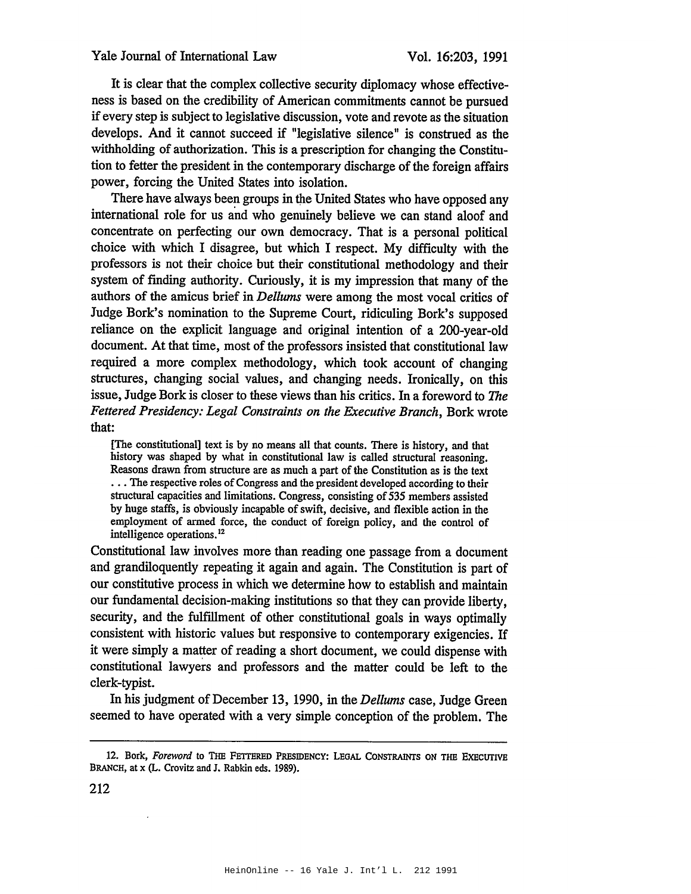It is clear that the complex collective security diplomacy whose effectiveness is based on the credibility of American commitments cannot be pursued if every step is subject to legislative discussion, vote and revote as the situation develops. And it cannot succeed if "legislative silence" is construed as the withholding of authorization. This is a prescription for changing the Constitution to fetter the president in the contemporary discharge of the foreign affairs power, forcing the United States into isolation.

There have always been groups in the United States who have opposed any international role for us and who genuinely believe we can stand aloof and concentrate on perfecting our own democracy. That is a personal political choice with which I disagree, but which I respect. My difficulty with the professors is not their choice but their constitutional methodology and their system of finding authority. Curiously, it is my impression that many of the authors of the amicus brief in *Dellums* were among the most vocal critics of Judge Bork's nomination to the Supreme Court, ridiculing Bork's supposed reliance on the explicit language and original intention of a 200-year-old document. At that time, most of the professors insisted that constitutional law required a more complex methodology, which took account of changing structures, changing social values, and changing needs. Ironically, on this issue, Judge Bork is closer to these views than his critics. In a foreword to *The Fettered Presidency: Legal Constraints on the Executive Branch*, Bork wrote that:

> [The constitutional] text is by no means all that counts. There is history, and that history was shaped by what in constitutional law is called structural reasoning. Reasons drawn from structure are as much a part of the Constitution as is the text . . . The respective roles of Congress and the president developed according to their structural capacities and limitations. Congress, consisting of 535 members assisted by huge staffs, is obviously incapable of swift, decisive, and flexible action in the employment of armed force, the conduct of foreign policy, and the control of intelligence operations.[12]

Constitutional law involves more than reading one passage from a document and grandiloquently repeating it again and again. The Constitution is part of our constitutive process in which we determine how to establish and maintain our fundamental decision-making institutions so that they can provide liberty, security, and the fulfillment of other constitutional goals in ways optimally consistent with historic values but responsive to contemporary exigencies. If it were simply a matter of reading a short document, we could dispense with constitutional lawyers and professors and the matter could be left to the clerk-typist.

In his judgment of December 13, 1990, in the *Dellums* case, Judge Green seemed to have operated with a very simple conception of the problem. The

---

12. Bork, *Foreword* to THE FETTERED PRESIDENCY: LEGAL CONSTRAINTS ON THE EXECUTIVE BRANCH, at x (L. Crovitz and J. Rabkin eds. 1989).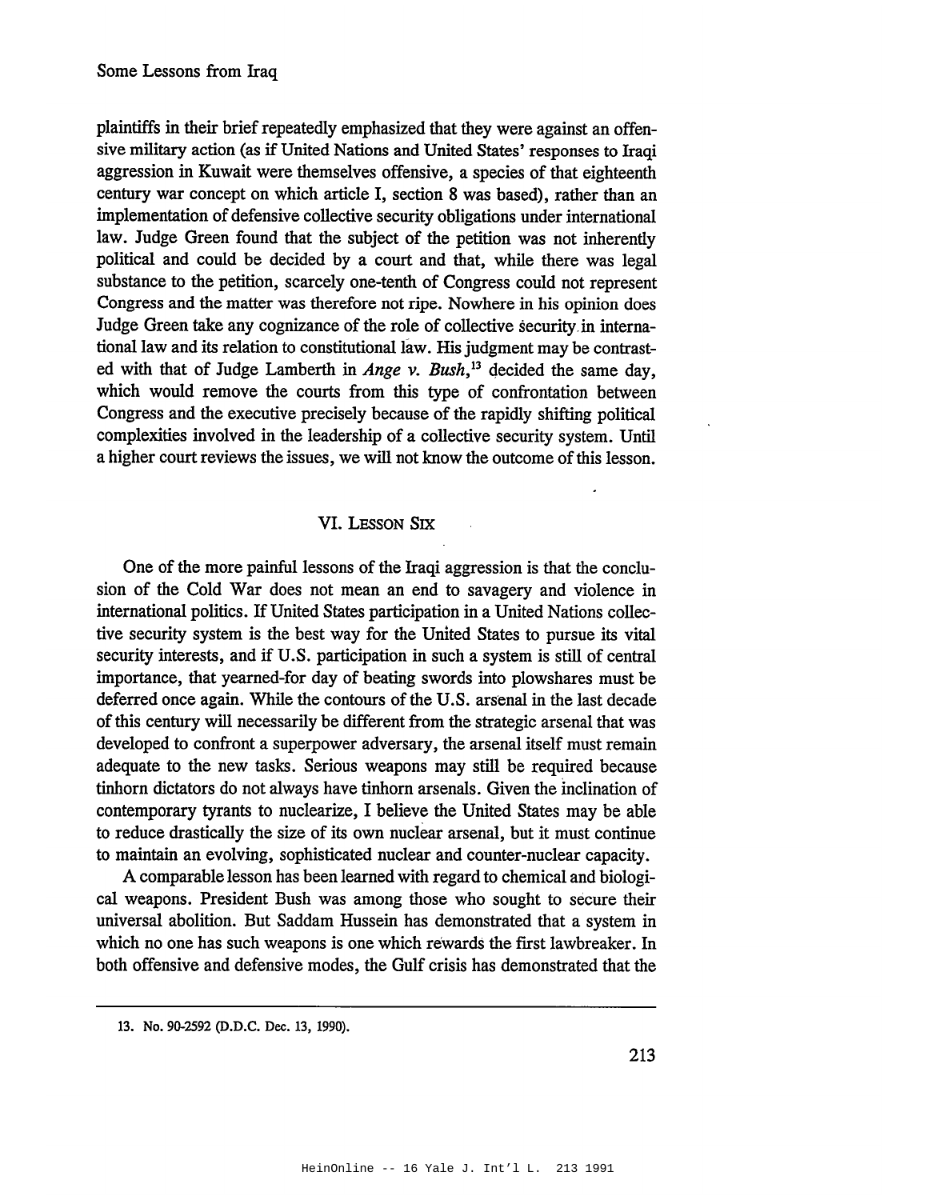plaintiffs in their brief repeatedly emphasized that they were against an offensive military action (as if United Nations and United States' responses to Iraqi aggression in Kuwait were themselves offensive, a species of that eighteenth century war concept on which article I, section 8 was based), rather than an implementation of defensive collective security obligations under international law. Judge Green found that the subject of the petition was not inherently political and could be decided by a court and that, while there was legal substance to the petition, scarcely one-tenth of Congress could not represent Congress and the matter was therefore not ripe. Nowhere in his opinion does Judge Green take any cognizance of the role of collective security in international law and its relation to constitutional law. His judgment may be contrasted with that of Judge Lamberth in *Ange v. Bush*,[13] decided the same day, which would remove the courts from this type of confrontation between Congress and the executive precisely because of the rapidly shifting political complexities involved in the leadership of a collective security system. Until a higher court reviews the issues, we will not know the outcome of this lesson.

## VI. Lesson Six

One of the more painful lessons of the Iraqi aggression is that the conclusion of the Cold War does not mean an end to savagery and violence in international politics. If United States participation in a United Nations collective security system is the best way for the United States to pursue its vital security interests, and if U.S. participation in such a system is still of central importance, that yearned-for day of beating swords into plowshares must be deferred once again. While the contours of the U.S. arsenal in the last decade of this century will necessarily be different from the strategic arsenal that was developed to confront a superpower adversary, the arsenal itself must remain adequate to the new tasks. Serious weapons may still be required because tinhorn dictators do not always have tinhorn arsenals. Given the inclination of contemporary tyrants to nuclearize, I believe the United States may be able to reduce drastically the size of its own nuclear arsenal, but it must continue to maintain an evolving, sophisticated nuclear and counter-nuclear capacity.

A comparable lesson has been learned with regard to chemical and biological weapons. President Bush was among those who sought to secure their universal abolition. But Saddam Hussein has demonstrated that a system in which no one has such weapons is one which rewards the first lawbreaker. In both offensive and defensive modes, the Gulf crisis has demonstrated that the

---

13. No. 90-2592 (D.D.C. Dec. 13, 1990).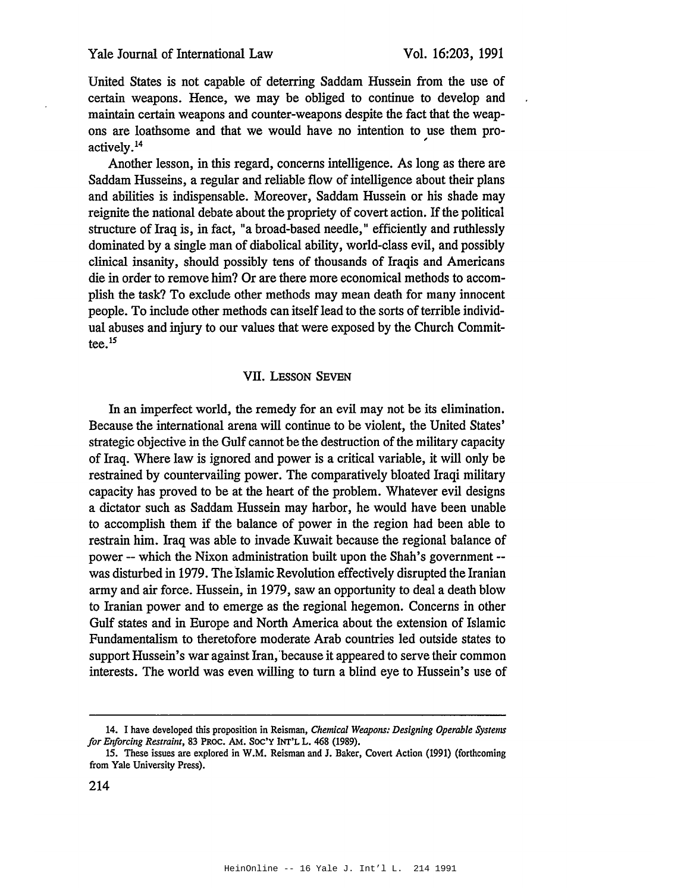United States is not capable of deterring Saddam Hussein from the use of certain weapons. Hence, we may be obliged to continue to develop and maintain certain weapons and counter-weapons despite the fact that the weapons are loathsome and that we would have no intention to use them pro-actively.[14]

Another lesson, in this regard, concerns intelligence. As long as there are Saddam Husseins, a regular and reliable flow of intelligence about their plans and abilities is indispensable. Moreover, Saddam Hussein or his shade may reignite the national debate about the propriety of covert action. If the political structure of Iraq is, in fact, "a broad-based needle," efficiently and ruthlessly dominated by a single man of diabolical ability, world-class evil, and possibly clinical insanity, should possibly tens of thousands of Iraqis and Americans die in order to remove him? Or are there more economical methods to accomplish the task? To exclude other methods may mean death for many innocent people. To include other methods can itself lead to the sorts of terrible individual abuses and injury to our values that were exposed by the Church Committee.[15]

## VII. Lesson Seven

In an imperfect world, the remedy for an evil may not be its elimination. Because the international arena will continue to be violent, the United States' strategic objective in the Gulf cannot be the destruction of the military capacity of Iraq. Where law is ignored and power is a critical variable, it will only be restrained by countervailing power. The comparatively bloated Iraqi military capacity has proved to be at the heart of the problem. Whatever evil designs a dictator such as Saddam Hussein may harbor, he would have been unable to accomplish them if the balance of power in the region had been able to restrain him. Iraq was able to invade Kuwait because the regional balance of power -- which the Nixon administration built upon the Shah's government -- was disturbed in 1979. The Islamic Revolution effectively disrupted the Iranian army and air force. Hussein, in 1979, saw an opportunity to deal a death blow to Iranian power and to emerge as the regional hegemon. Concerns in other Gulf states and in Europe and North America about the extension of Islamic Fundamentalism to theretofore moderate Arab countries led outside states to support Hussein's war against Iran, because it appeared to serve their common interests. The world was even willing to turn a blind eye to Hussein's use of

---

14. I have developed this proposition in Reisman, *Chemical Weapons: Designing Operable Systems for Enforcing Restraint*, 83 PROC. AM. SOC'Y INT'L L. 468 (1989).

15. These issues are explored in W.M. Reisman and J. Baker, Covert Action (1991) (forthcoming from Yale University Press).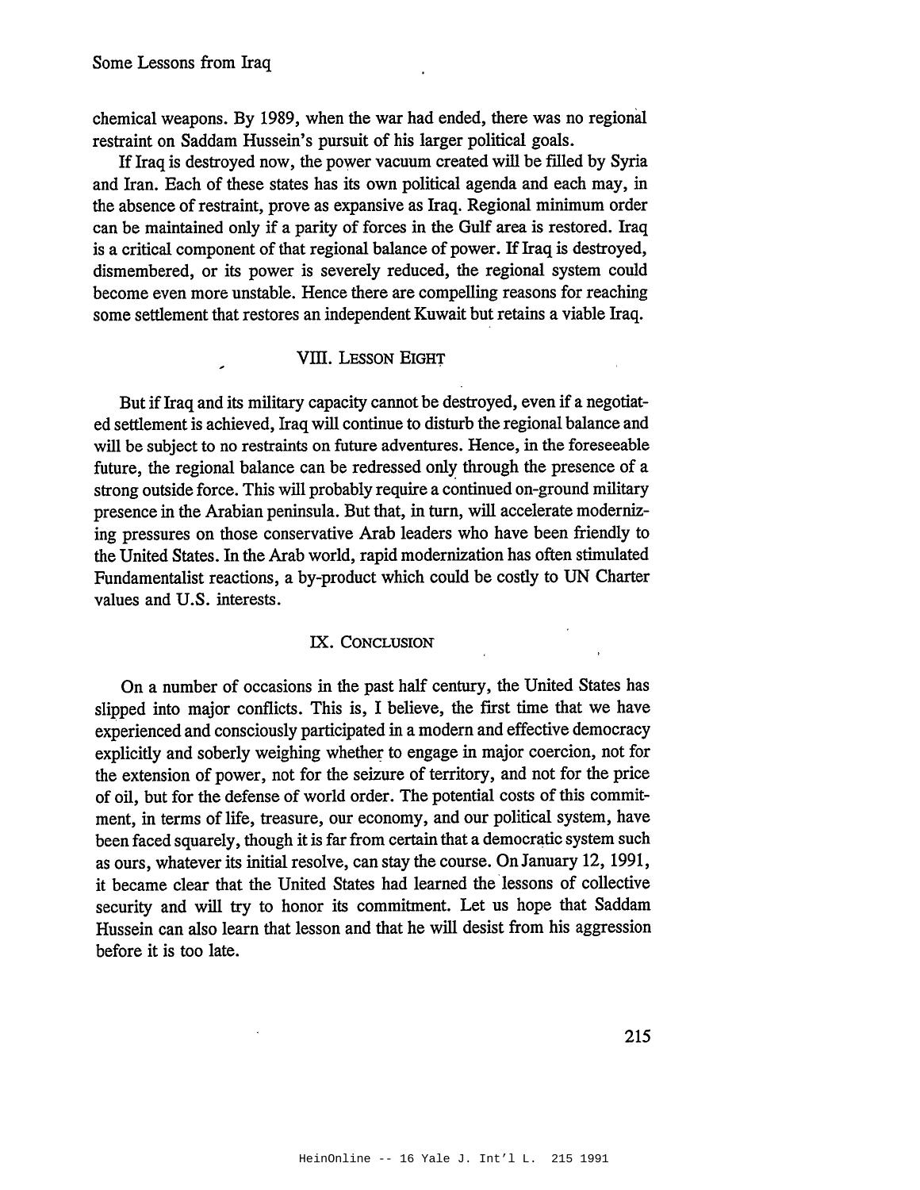chemical weapons. By 1989, when the war had ended, there was no regional restraint on Saddam Hussein's pursuit of his larger political goals.

If Iraq is destroyed now, the power vacuum created will be filled by Syria and Iran. Each of these states has its own political agenda and each may, in the absence of restraint, prove as expansive as Iraq. Regional minimum order can be maintained only if a parity of forces in the Gulf area is restored. Iraq is a critical component of that regional balance of power. If Iraq is destroyed, dismembered, or its power is severely reduced, the regional system could become even more unstable. Hence there are compelling reasons for reaching some settlement that restores an independent Kuwait but retains a viable Iraq.

## VIII. Lesson Eight

But if Iraq and its military capacity cannot be destroyed, even if a negotiated settlement is achieved, Iraq will continue to disturb the regional balance and will be subject to no restraints on future adventures. Hence, in the foreseeable future, the regional balance can be redressed only through the presence of a strong outside force. This will probably require a continued on-ground military presence in the Arabian peninsula. But that, in turn, will accelerate modernizing pressures on those conservative Arab leaders who have been friendly to the United States. In the Arab world, rapid modernization has often stimulated Fundamentalist reactions, a by-product which could be costly to UN Charter values and U.S. interests.

## IX. Conclusion

On a number of occasions in the past half century, the United States has slipped into major conflicts. This is, I believe, the first time that we have experienced and consciously participated in a modern and effective democracy explicitly and soberly weighing whether to engage in major coercion, not for the extension of power, not for the seizure of territory, and not for the price of oil, but for the defense of world order. The potential costs of this commitment, in terms of life, treasure, our economy, and our political system, have been faced squarely, though it is far from certain that a democratic system such as ours, whatever its initial resolve, can stay the course. On January 12, 1991, it became clear that the United States had learned the lessons of collective security and will try to honor its commitment. Let us hope that Saddam Hussein can also learn that lesson and that he will desist from his aggression before it is too late.